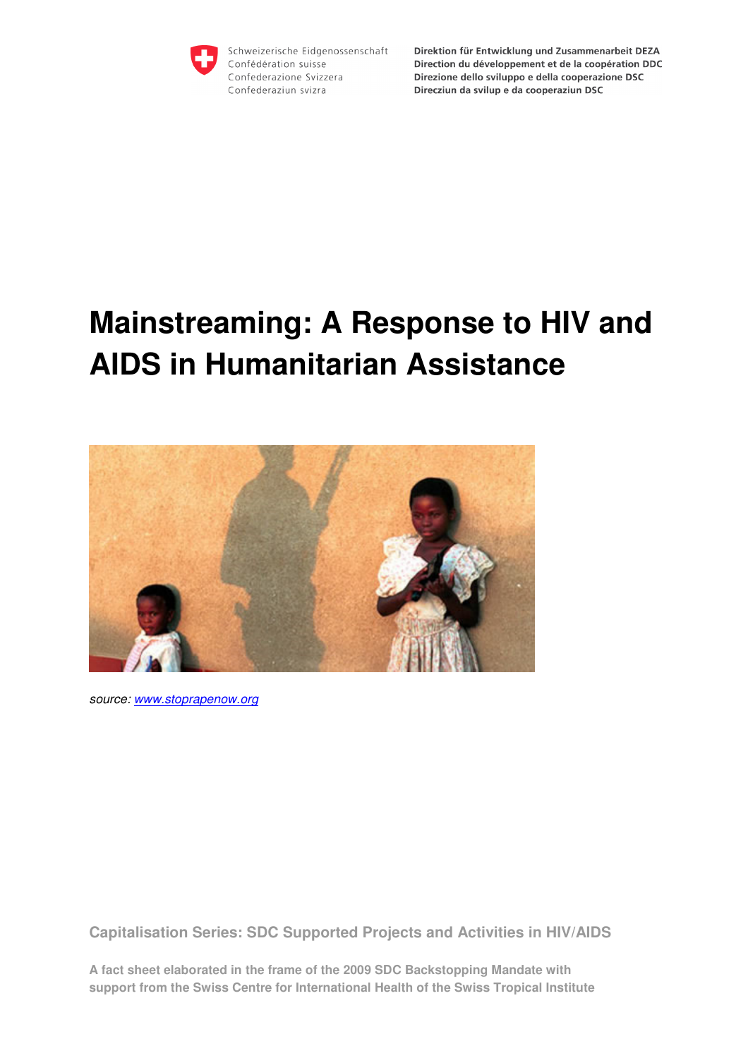Schweizerische Eidgenossenschaft
Confédération suisse
Confederazione Svizzera
Confederaziun svizra

**Direktion für Entwicklung und Zusammenarbeit DEZA**
**Direction du développement et de la coopération DDC**
**Direzione dello sviluppo e della cooperazione DSC**
**Direcziun da svilup e da cooperaziun DSC**

# Mainstreaming: A Response to HIV and AIDS in Humanitarian Assistance

*source:* [www.stoprapenow.org](http://www.stoprapenow.org)

**Capitalisation Series: SDC Supported Projects and Activities in HIV/AIDS**

**A fact sheet elaborated in the frame of the 2009 SDC Backstopping Mandate with support from the Swiss Centre for International Health of the Swiss Tropical Institute**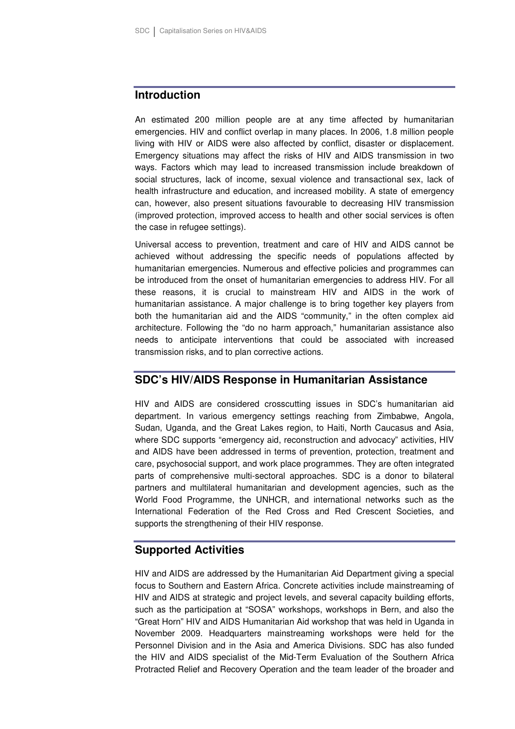## Introduction

An estimated 200 million people are at any time affected by humanitarian emergencies. HIV and conflict overlap in many places. In 2006, 1.8 million people living with HIV or AIDS were also affected by conflict, disaster or displacement. Emergency situations may affect the risks of HIV and AIDS transmission in two ways. Factors which may lead to increased transmission include breakdown of social structures, lack of income, sexual violence and transactional sex, lack of health infrastructure and education, and increased mobility. A state of emergency can, however, also present situations favourable to decreasing HIV transmission (improved protection, improved access to health and other social services is often the case in refugee settings).

Universal access to prevention, treatment and care of HIV and AIDS cannot be achieved without addressing the specific needs of populations affected by humanitarian emergencies. Numerous and effective policies and programmes can be introduced from the onset of humanitarian emergencies to address HIV. For all these reasons, it is crucial to mainstream HIV and AIDS in the work of humanitarian assistance. A major challenge is to bring together key players from both the humanitarian aid and the AIDS "community," in the often complex aid architecture. Following the "do no harm approach," humanitarian assistance also needs to anticipate interventions that could be associated with increased transmission risks, and to plan corrective actions.

## SDC's HIV/AIDS Response in Humanitarian Assistance

HIV and AIDS are considered crosscutting issues in SDC's humanitarian aid department. In various emergency settings reaching from Zimbabwe, Angola, Sudan, Uganda, and the Great Lakes region, to Haiti, North Caucasus and Asia, where SDC supports "emergency aid, reconstruction and advocacy" activities, HIV and AIDS have been addressed in terms of prevention, protection, treatment and care, psychosocial support, and work place programmes. They are often integrated parts of comprehensive multi-sectoral approaches. SDC is a donor to bilateral partners and multilateral humanitarian and development agencies, such as the World Food Programme, the UNHCR, and international networks such as the International Federation of the Red Cross and Red Crescent Societies, and supports the strengthening of their HIV response.

## Supported Activities

HIV and AIDS are addressed by the Humanitarian Aid Department giving a special focus to Southern and Eastern Africa. Concrete activities include mainstreaming of HIV and AIDS at strategic and project levels, and several capacity building efforts, such as the participation at "SOSA" workshops, workshops in Bern, and also the "Great Horn" HIV and AIDS Humanitarian Aid workshop that was held in Uganda in November 2009. Headquarters mainstreaming workshops were held for the Personnel Division and in the Asia and America Divisions. SDC has also funded the HIV and AIDS specialist of the Mid-Term Evaluation of the Southern Africa Protracted Relief and Recovery Operation and the team leader of the broader and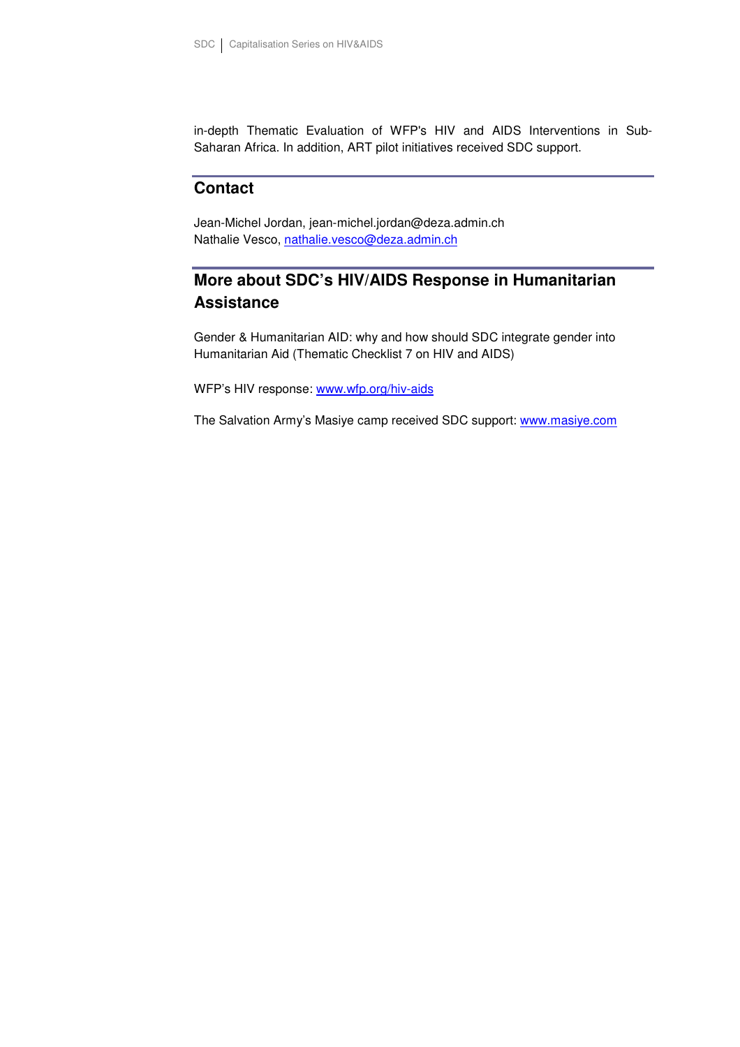in-depth Thematic Evaluation of WFP's HIV and AIDS Interventions in Sub-Saharan Africa. In addition, ART pilot initiatives received SDC support.

## Contact

Jean-Michel Jordan, jean-michel.jordan@deza.admin.ch
Nathalie Vesco, nathalie.vesco@deza.admin.ch

## More about SDC's HIV/AIDS Response in Humanitarian Assistance

Gender & Humanitarian AID: why and how should SDC integrate gender into Humanitarian Aid (Thematic Checklist 7 on HIV and AIDS)

WFP's HIV response: www.wfp.org/hiv-aids

The Salvation Army's Masiye camp received SDC support: www.masiye.com